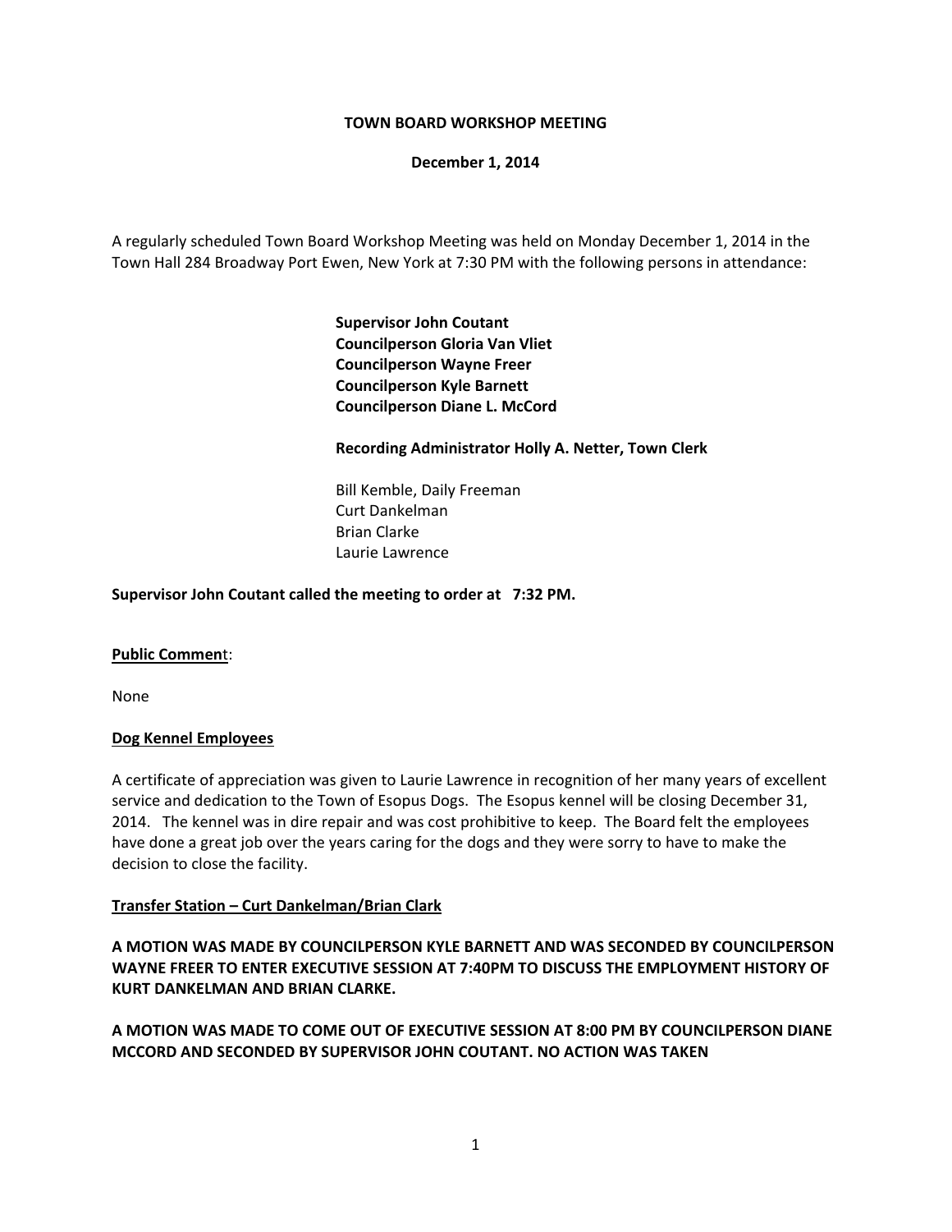**TOWN BOARD WORKSHOP MEETING**

**December 1, 2014**

A regularly scheduled Town Board Workshop Meeting was held on Monday December 1, 2014 in the Town Hall 284 Broadway Port Ewen, New York at 7:30 PM with the following persons in attendance:

**Supervisor John Coutant**
**Councilperson Gloria Van Vliet**
**Councilperson Wayne Freer**
**Councilperson Kyle Barnett**
**Councilperson Diane L. McCord**

**Recording Administrator Holly A. Netter, Town Clerk**

Bill Kemble, Daily Freeman
Curt Dankelman
Brian Clarke
Laurie Lawrence

**Supervisor John Coutant called the meeting to order at 7:32 PM.**

**Public Comment**:

None

**Dog Kennel Employees**

A certificate of appreciation was given to Laurie Lawrence in recognition of her many years of excellent service and dedication to the Town of Esopus Dogs. The Esopus kennel will be closing December 31, 2014. The kennel was in dire repair and was cost prohibitive to keep. The Board felt the employees have done a great job over the years caring for the dogs and they were sorry to have to make the decision to close the facility.

**Transfer Station – Curt Dankelman/Brian Clark**

**A MOTION WAS MADE BY COUNCILPERSON KYLE BARNETT AND WAS SECONDED BY COUNCILPERSON WAYNE FREER TO ENTER EXECUTIVE SESSION AT 7:40PM TO DISCUSS THE EMPLOYMENT HISTORY OF KURT DANKELMAN AND BRIAN CLARKE.**

**A MOTION WAS MADE TO COME OUT OF EXECUTIVE SESSION AT 8:00 PM BY COUNCILPERSON DIANE MCCORD AND SECONDED BY SUPERVISOR JOHN COUTANT. NO ACTION WAS TAKEN**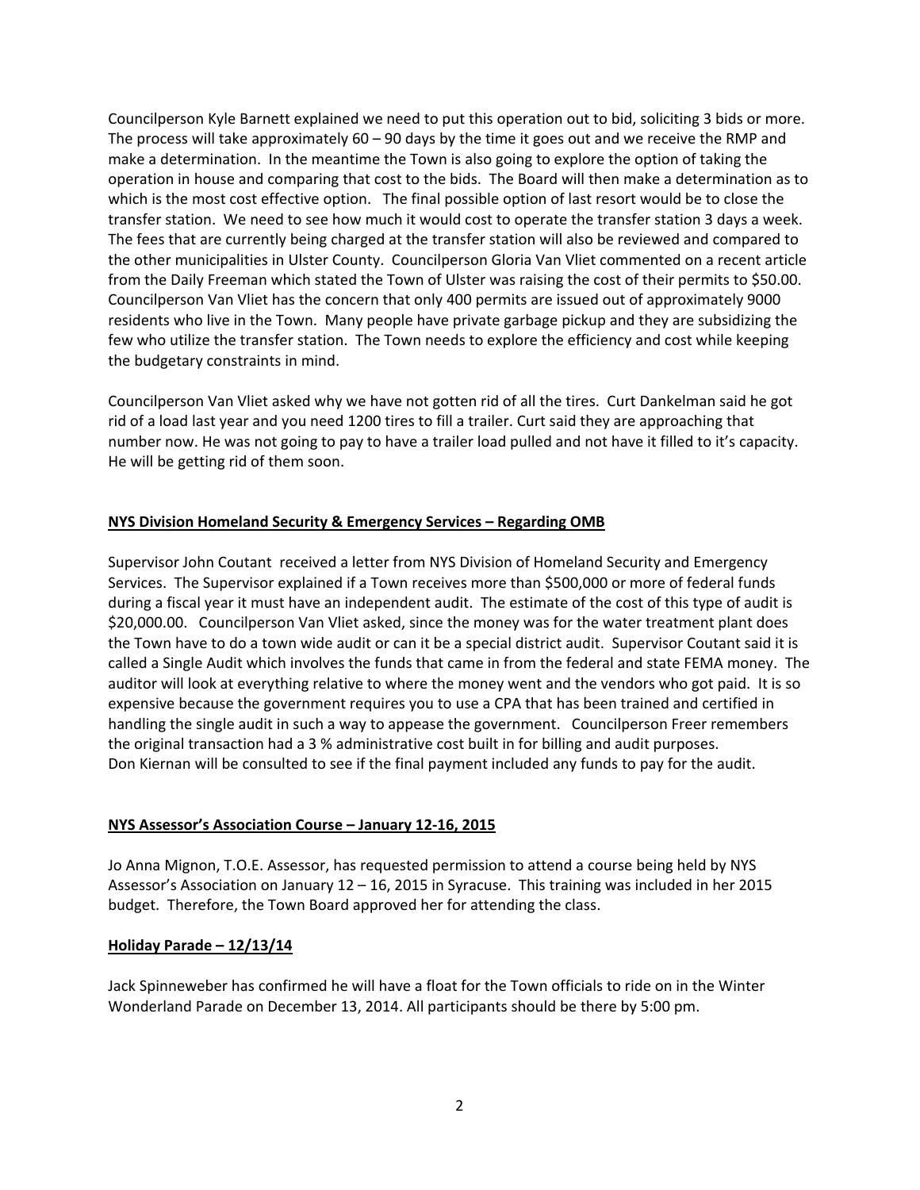Councilperson Kyle Barnett explained we need to put this operation out to bid, soliciting 3 bids or more. The process will take approximately 60 – 90 days by the time it goes out and we receive the RMP and make a determination. In the meantime the Town is also going to explore the option of taking the operation in house and comparing that cost to the bids. The Board will then make a determination as to which is the most cost effective option. The final possible option of last resort would be to close the transfer station. We need to see how much it would cost to operate the transfer station 3 days a week. The fees that are currently being charged at the transfer station will also be reviewed and compared to the other municipalities in Ulster County. Councilperson Gloria Van Vliet commented on a recent article from the Daily Freeman which stated the Town of Ulster was raising the cost of their permits to $50.00. Councilperson Van Vliet has the concern that only 400 permits are issued out of approximately 9000 residents who live in the Town. Many people have private garbage pickup and they are subsidizing the few who utilize the transfer station. The Town needs to explore the efficiency and cost while keeping the budgetary constraints in mind.

Councilperson Van Vliet asked why we have not gotten rid of all the tires. Curt Dankelman said he got rid of a load last year and you need 1200 tires to fill a trailer. Curt said they are approaching that number now. He was not going to pay to have a trailer load pulled and not have it filled to it's capacity. He will be getting rid of them soon.

**NYS Division Homeland Security & Emergency Services – Regarding OMB**

Supervisor John Coutant received a letter from NYS Division of Homeland Security and Emergency Services. The Supervisor explained if a Town receives more than $500,000 or more of federal funds during a fiscal year it must have an independent audit. The estimate of the cost of this type of audit is $20,000.00. Councilperson Van Vliet asked, since the money was for the water treatment plant does the Town have to do a town wide audit or can it be a special district audit. Supervisor Coutant said it is called a Single Audit which involves the funds that came in from the federal and state FEMA money. The auditor will look at everything relative to where the money went and the vendors who got paid. It is so expensive because the government requires you to use a CPA that has been trained and certified in handling the single audit in such a way to appease the government. Councilperson Freer remembers the original transaction had a 3 % administrative cost built in for billing and audit purposes. Don Kiernan will be consulted to see if the final payment included any funds to pay for the audit.

**NYS Assessor's Association Course – January 12-16, 2015**

Jo Anna Mignon, T.O.E. Assessor, has requested permission to attend a course being held by NYS Assessor's Association on January 12 – 16, 2015 in Syracuse. This training was included in her 2015 budget. Therefore, the Town Board approved her for attending the class.

**Holiday Parade – 12/13/14**

Jack Spinneweber has confirmed he will have a float for the Town officials to ride on in the Winter Wonderland Parade on December 13, 2014. All participants should be there by 5:00 pm.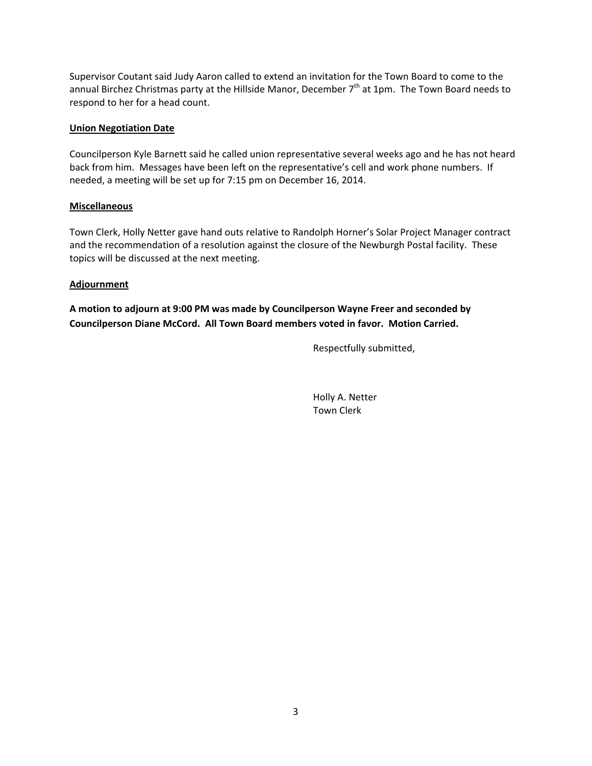Supervisor Coutant said Judy Aaron called to extend an invitation for the Town Board to come to the annual Birchez Christmas party at the Hillside Manor, December 7th at 1pm. The Town Board needs to respond to her for a head count.

**Union Negotiation Date**

Councilperson Kyle Barnett said he called union representative several weeks ago and he has not heard back from him. Messages have been left on the representative's cell and work phone numbers. If needed, a meeting will be set up for 7:15 pm on December 16, 2014.

**Miscellaneous**

Town Clerk, Holly Netter gave hand outs relative to Randolph Horner's Solar Project Manager contract and the recommendation of a resolution against the closure of the Newburgh Postal facility. These topics will be discussed at the next meeting.

**Adjournment**

**A motion to adjourn at 9:00 PM was made by Councilperson Wayne Freer and seconded by Councilperson Diane McCord. All Town Board members voted in favor. Motion Carried.**

Respectfully submitted,

Holly A. Netter
Town Clerk